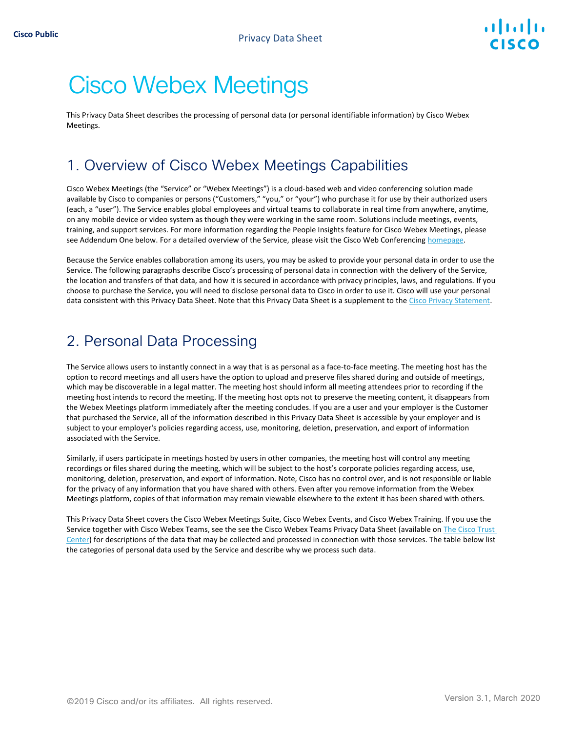# Cisco Webex Meetings

This Privacy Data Sheet describes the processing of personal data (or personal identifiable information) by Cisco Webex Meetings.

## 1. Overview of Cisco Webex Meetings Capabilities

Cisco Webex Meetings (the "Service" or "Webex Meetings") is a cloud-based web and video conferencing solution made available by Cisco to companies or persons ("Customers," "you," or "your") who purchase it for use by their authorized users (each, a "user"). The Service enables global employees and virtual teams to collaborate in real time from anywhere, anytime, on any mobile device or video system as though they were working in the same room. Solutions include meetings, events, training, and support services. For more information regarding the People Insights feature for Cisco Webex Meetings, please see Addendum One below. For a detailed overview of the Service, please visit the Cisco Web Conferencing homepage.

Because the Service enables collaboration among its users, you may be asked to provide your personal data in order to use the Service. The following paragraphs describe Cisco's processing of personal data in connection with the delivery of the Service, the location and transfers of that data, and how it is secured in accordance with privacy principles, laws, and regulations. If you choose to purchase the Service, you will need to disclose personal data to Cisco in order to use it. Cisco will use your personal data consistent with this Privacy Data Sheet. Note that this Privacy Data Sheet is a supplement to the Cisco Privacy Statement.

## 2. Personal Data Processing

The Service allows users to instantly connect in a way that is as personal as a face-to-face meeting. The meeting host has the option to record meetings and all users have the option to upload and preserve files shared during and outside of meetings, which may be discoverable in a legal matter. The meeting host should inform all meeting attendees prior to recording if the meeting host intends to record the meeting. If the meeting host opts not to preserve the meeting content, it disappears from the Webex Meetings platform immediately after the meeting concludes. If you are a user and your employer is the Customer that purchased the Service, all of the information described in this Privacy Data Sheet is accessible by your employer and is subject to your employer's policies regarding access, use, monitoring, deletion, preservation, and export of information associated with the Service.

Similarly, if users participate in meetings hosted by users in other companies, the meeting host will control any meeting recordings or files shared during the meeting, which will be subject to the host's corporate policies regarding access, use, monitoring, deletion, preservation, and export of information. Note, Cisco has no control over, and is not responsible or liable for the privacy of any information that you have shared with others. Even after you remove information from the Webex Meetings platform, copies of that information may remain viewable elsewhere to the extent it has been shared with others.

This Privacy Data Sheet covers the Cisco Webex Meetings Suite, Cisco Webex Events, and Cisco Webex Training. If you use the Service together with Cisco Webex Teams, see the see the Cisco Webex Teams Privacy Data Sheet (available on The Cisco Trust Center) for descriptions of the data that may be collected and processed in connection with those services. The table below list the categories of personal data used by the Service and describe why we process such data.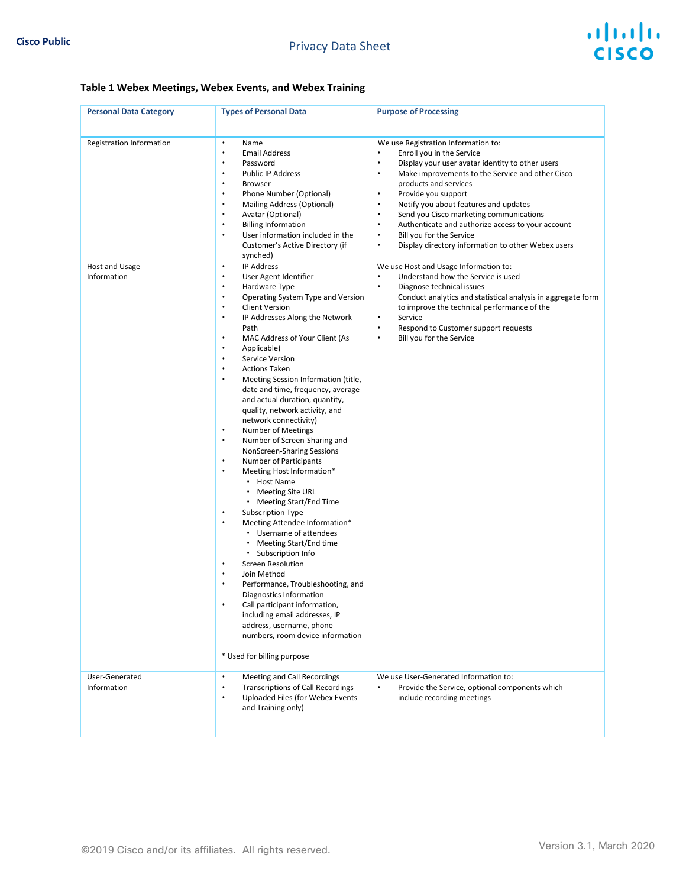**Table 1 Webex Meetings, Webex Events, and Webex Training**

| Personal Data Category | Types of Personal Data | Purpose of Processing |
|---|---|---|
| Registration Information | • Name<br>• Email Address<br>• Password<br>• Public IP Address<br>• Browser<br>• Phone Number (Optional)<br>• Mailing Address (Optional)<br>• Avatar (Optional)<br>• Billing Information<br>• User information included in the Customer's Active Directory (if synched) | We use Registration Information to:<br>• Enroll you in the Service<br>• Display your user avatar identity to other users<br>• Make improvements to the Service and other Cisco products and services<br>• Provide you support<br>• Notify you about features and updates<br>• Send you Cisco marketing communications<br>• Authenticate and authorize access to your account<br>• Bill you for the Service<br>• Display directory information to other Webex users |
| Host and Usage Information | • IP Address<br>• User Agent Identifier<br>• Hardware Type<br>• Operating System Type and Version<br>• Client Version<br>• IP Addresses Along the Network Path<br>• MAC Address of Your Client (As Applicable)<br>• Service Version<br>• Actions Taken<br>• Meeting Session Information (title, date and time, frequency, average and actual duration, quantity, quality, network activity, and network connectivity)<br>• Number of Meetings<br>• Number of Screen-Sharing and NonScreen-Sharing Sessions<br>• Number of Participants<br>• Meeting Host Information*<br>&nbsp;&nbsp;• Host Name<br>&nbsp;&nbsp;• Meeting Site URL<br>&nbsp;&nbsp;• Meeting Start/End Time<br>• Subscription Type<br>• Meeting Attendee Information*<br>&nbsp;&nbsp;• Username of attendees<br>&nbsp;&nbsp;• Meeting Start/End time<br>&nbsp;&nbsp;• Subscription Info<br>• Screen Resolution<br>• Join Method<br>• Performance, Troubleshooting, and Diagnostics Information<br>• Call participant information, including email addresses, IP address, username, phone numbers, room device information<br><br>* Used for billing purpose | We use Host and Usage Information to:<br>• Understand how the Service is used<br>• Diagnose technical issues<br>Conduct analytics and statistical analysis in aggregate form to improve the technical performance of the<br>• Service<br>• Respond to Customer support requests<br>• Bill you for the Service |
| User-Generated Information | • Meeting and Call Recordings<br>• Transcriptions of Call Recordings<br>• Uploaded Files (for Webex Events and Training only) | We use User-Generated Information to:<br>• Provide the Service, optional components which include recording meetings |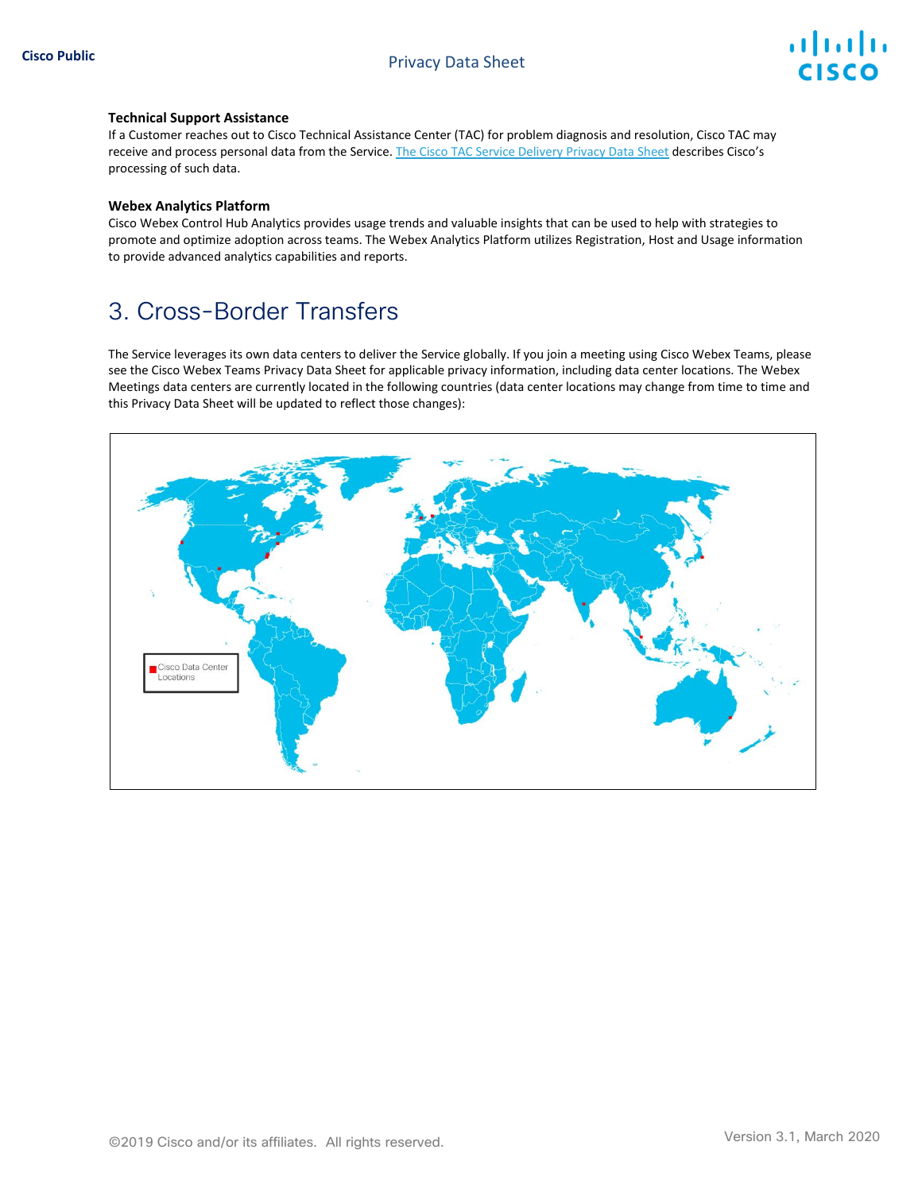### Technical Support Assistance

If a Customer reaches out to Cisco Technical Assistance Center (TAC) for problem diagnosis and resolution, Cisco TAC may receive and process personal data from the Service. The Cisco TAC Service Delivery Privacy Data Sheet describes Cisco's processing of such data.

### Webex Analytics Platform

Cisco Webex Control Hub Analytics provides usage trends and valuable insights that can be used to help with strategies to promote and optimize adoption across teams. The Webex Analytics Platform utilizes Registration, Host and Usage information to provide advanced analytics capabilities and reports.

## 3. Cross-Border Transfers

The Service leverages its own data centers to deliver the Service globally. If you join a meeting using Cisco Webex Teams, please see the Cisco Webex Teams Privacy Data Sheet for applicable privacy information, including data center locations. The Webex Meetings data centers are currently located in the following countries (data center locations may change from time to time and this Privacy Data Sheet will be updated to reflect those changes):

Cisco Data Center Locations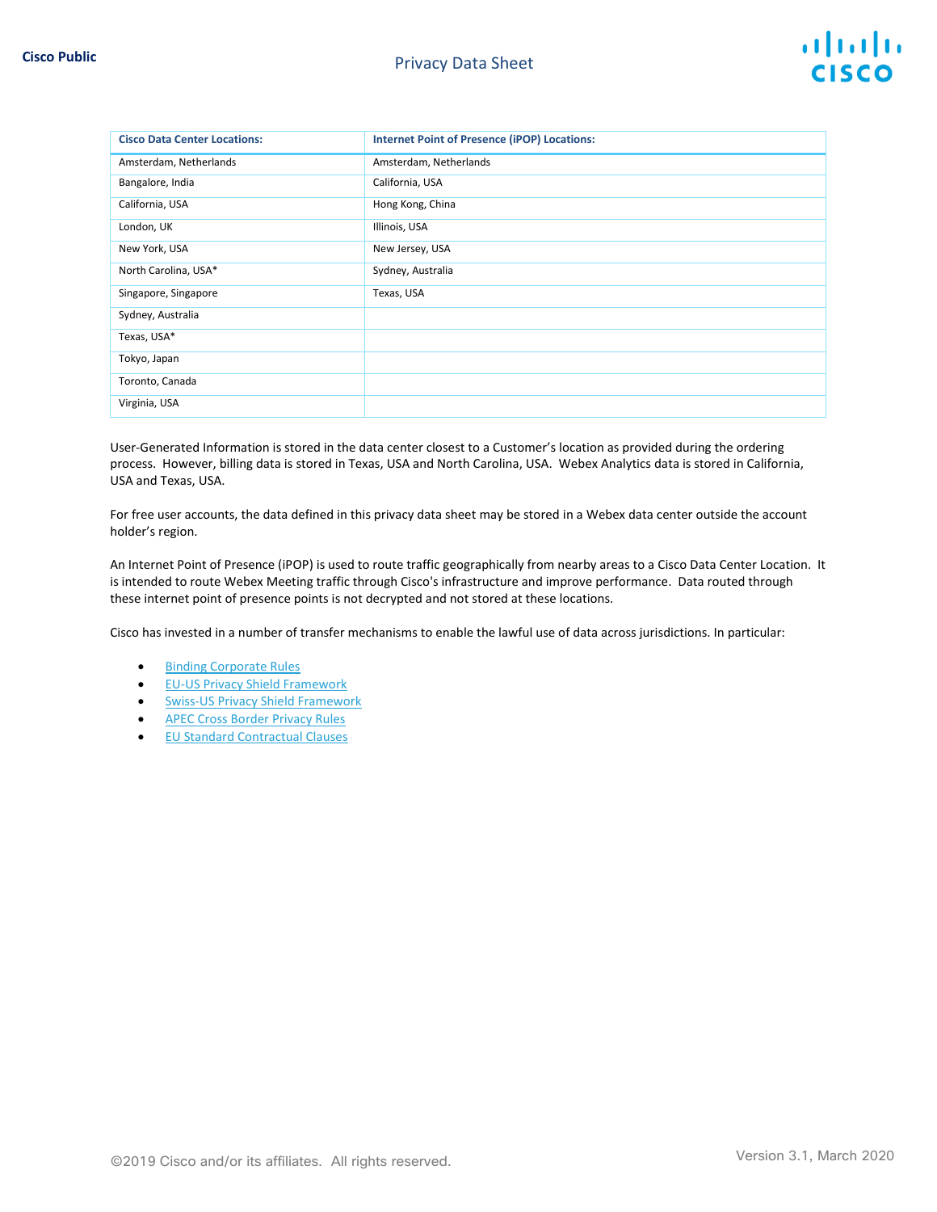| Cisco Data Center Locations: | Internet Point of Presence (iPOP) Locations: |
| --- | --- |
| Amsterdam, Netherlands | Amsterdam, Netherlands |
| Bangalore, India | California, USA |
| California, USA | Hong Kong, China |
| London, UK | Illinois, USA |
| New York, USA | New Jersey, USA |
| North Carolina, USA* | Sydney, Australia |
| Singapore, Singapore | Texas, USA |
| Sydney, Australia | |
| Texas, USA* | |
| Tokyo, Japan | |
| Toronto, Canada | |
| Virginia, USA | |

User-Generated Information is stored in the data center closest to a Customer's location as provided during the ordering process. However, billing data is stored in Texas, USA and North Carolina, USA. Webex Analytics data is stored in California, USA and Texas, USA.

For free user accounts, the data defined in this privacy data sheet may be stored in a Webex data center outside the account holder's region.

An Internet Point of Presence (iPOP) is used to route traffic geographically from nearby areas to a Cisco Data Center Location. It is intended to route Webex Meeting traffic through Cisco's infrastructure and improve performance. Data routed through these internet point of presence points is not decrypted and not stored at these locations.

Cisco has invested in a number of transfer mechanisms to enable the lawful use of data across jurisdictions. In particular:

- Binding Corporate Rules
- EU-US Privacy Shield Framework
- Swiss-US Privacy Shield Framework
- APEC Cross Border Privacy Rules
- EU Standard Contractual Clauses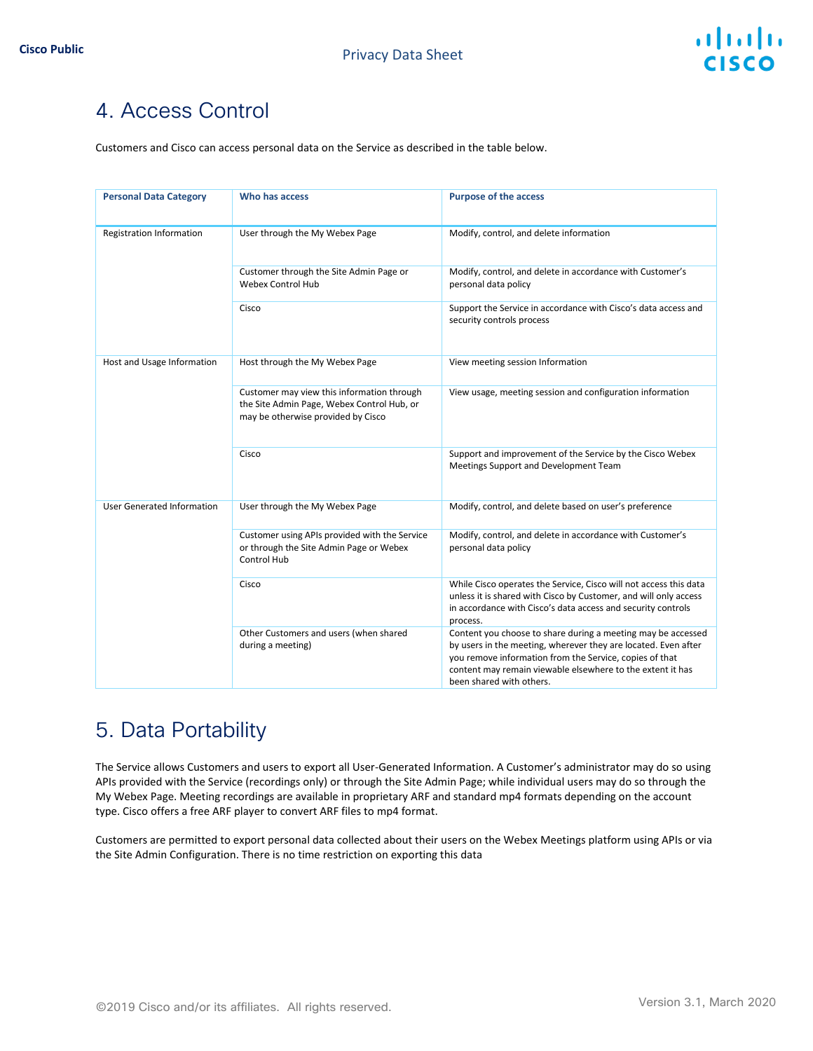# 4. Access Control

Customers and Cisco can access personal data on the Service as described in the table below.

| Personal Data Category | Who has access | Purpose of the access |
| --- | --- | --- |
| Registration Information | User through the My Webex Page | Modify, control, and delete information |
| | Customer through the Site Admin Page or Webex Control Hub | Modify, control, and delete in accordance with Customer's personal data policy |
| | Cisco | Support the Service in accordance with Cisco's data access and security controls process |
| Host and Usage Information | Host through the My Webex Page | View meeting session Information |
| | Customer may view this information through the Site Admin Page, Webex Control Hub, or may be otherwise provided by Cisco | View usage, meeting session and configuration information |
| | Cisco | Support and improvement of the Service by the Cisco Webex Meetings Support and Development Team |
| User Generated Information | User through the My Webex Page | Modify, control, and delete based on user's preference |
| | Customer using APIs provided with the Service or through the Site Admin Page or Webex Control Hub | Modify, control, and delete in accordance with Customer's personal data policy |
| | Cisco | While Cisco operates the Service, Cisco will not access this data unless it is shared with Cisco by Customer, and will only access in accordance with Cisco's data access and security controls process. |
| | Other Customers and users (when shared during a meeting) | Content you choose to share during a meeting may be accessed by users in the meeting, wherever they are located. Even after you remove information from the Service, copies of that content may remain viewable elsewhere to the extent it has been shared with others. |

# 5. Data Portability

The Service allows Customers and users to export all User-Generated Information. A Customer's administrator may do so using APIs provided with the Service (recordings only) or through the Site Admin Page; while individual users may do so through the My Webex Page. Meeting recordings are available in proprietary ARF and standard mp4 formats depending on the account type. Cisco offers a free ARF player to convert ARF files to mp4 format.

Customers are permitted to export personal data collected about their users on the Webex Meetings platform using APIs or via the Site Admin Configuration. There is no time restriction on exporting this data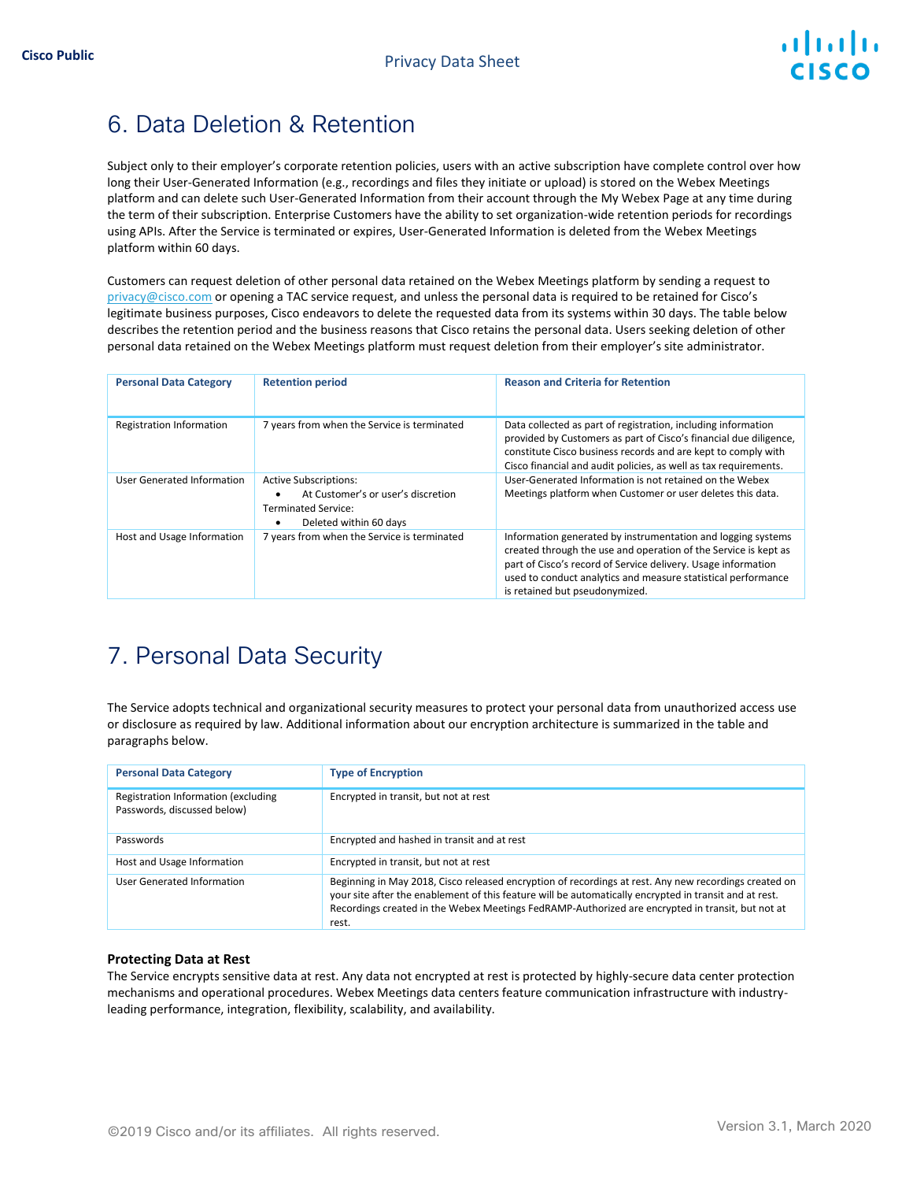# 6. Data Deletion & Retention

Subject only to their employer's corporate retention policies, users with an active subscription have complete control over how long their User-Generated Information (e.g., recordings and files they initiate or upload) is stored on the Webex Meetings platform and can delete such User-Generated Information from their account through the My Webex Page at any time during the term of their subscription. Enterprise Customers have the ability to set organization-wide retention periods for recordings using APIs. After the Service is terminated or expires, User-Generated Information is deleted from the Webex Meetings platform within 60 days.

Customers can request deletion of other personal data retained on the Webex Meetings platform by sending a request to privacy@cisco.com or opening a TAC service request, and unless the personal data is required to be retained for Cisco's legitimate business purposes, Cisco endeavors to delete the requested data from its systems within 30 days. The table below describes the retention period and the business reasons that Cisco retains the personal data. Users seeking deletion of other personal data retained on the Webex Meetings platform must request deletion from their employer's site administrator.

| Personal Data Category | Retention period | Reason and Criteria for Retention |
| --- | --- | --- |
| Registration Information | 7 years from when the Service is terminated | Data collected as part of registration, including information provided by Customers as part of Cisco's financial due diligence, constitute Cisco business records and are kept to comply with Cisco financial and audit policies, as well as tax requirements. |
| User Generated Information | Active Subscriptions:<br>• At Customer's or user's discretion<br>Terminated Service:<br>• Deleted within 60 days | User-Generated Information is not retained on the Webex Meetings platform when Customer or user deletes this data. |
| Host and Usage Information | 7 years from when the Service is terminated | Information generated by instrumentation and logging systems created through the use and operation of the Service is kept as part of Cisco's record of Service delivery. Usage information used to conduct analytics and measure statistical performance is retained but pseudonymized. |

# 7. Personal Data Security

The Service adopts technical and organizational security measures to protect your personal data from unauthorized access use or disclosure as required by law. Additional information about our encryption architecture is summarized in the table and paragraphs below.

| Personal Data Category | Type of Encryption |
| --- | --- |
| Registration Information (excluding Passwords, discussed below) | Encrypted in transit, but not at rest |
| Passwords | Encrypted and hashed in transit and at rest |
| Host and Usage Information | Encrypted in transit, but not at rest |
| User Generated Information | Beginning in May 2018, Cisco released encryption of recordings at rest. Any new recordings created on your site after the enablement of this feature will be automatically encrypted in transit and at rest. Recordings created in the Webex Meetings FedRAMP-Authorized are encrypted in transit, but not at rest. |

### Protecting Data at Rest

The Service encrypts sensitive data at rest. Any data not encrypted at rest is protected by highly-secure data center protection mechanisms and operational procedures. Webex Meetings data centers feature communication infrastructure with industry-leading performance, integration, flexibility, scalability, and availability.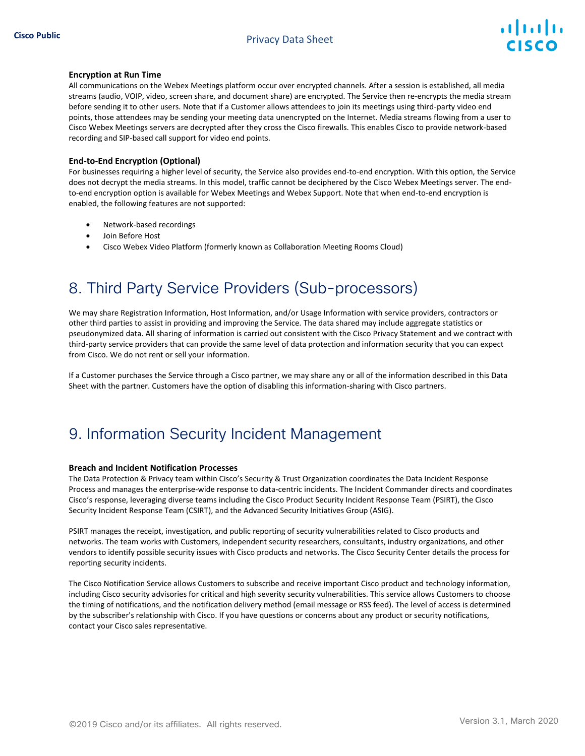### Encryption at Run Time

All communications on the Webex Meetings platform occur over encrypted channels. After a session is established, all media streams (audio, VOIP, video, screen share, and document share) are encrypted. The Service then re-encrypts the media stream before sending it to other users. Note that if a Customer allows attendees to join its meetings using third-party video end points, those attendees may be sending your meeting data unencrypted on the Internet. Media streams flowing from a user to Cisco Webex Meetings servers are decrypted after they cross the Cisco firewalls. This enables Cisco to provide network-based recording and SIP-based call support for video end points.

### End-to-End Encryption (Optional)

For businesses requiring a higher level of security, the Service also provides end-to-end encryption. With this option, the Service does not decrypt the media streams. In this model, traffic cannot be deciphered by the Cisco Webex Meetings server. The end-to-end encryption option is available for Webex Meetings and Webex Support. Note that when end-to-end encryption is enabled, the following features are not supported:

- Network-based recordings
- Join Before Host
- Cisco Webex Video Platform (formerly known as Collaboration Meeting Rooms Cloud)

## 8. Third Party Service Providers (Sub-processors)

We may share Registration Information, Host Information, and/or Usage Information with service providers, contractors or other third parties to assist in providing and improving the Service. The data shared may include aggregate statistics or pseudonymized data. All sharing of information is carried out consistent with the Cisco Privacy Statement and we contract with third-party service providers that can provide the same level of data protection and information security that you can expect from Cisco. We do not rent or sell your information.

If a Customer purchases the Service through a Cisco partner, we may share any or all of the information described in this Data Sheet with the partner. Customers have the option of disabling this information-sharing with Cisco partners.

## 9. Information Security Incident Management

### Breach and Incident Notification Processes

The Data Protection & Privacy team within Cisco's Security & Trust Organization coordinates the Data Incident Response Process and manages the enterprise-wide response to data-centric incidents. The Incident Commander directs and coordinates Cisco's response, leveraging diverse teams including the Cisco Product Security Incident Response Team (PSIRT), the Cisco Security Incident Response Team (CSIRT), and the Advanced Security Initiatives Group (ASIG).

PSIRT manages the receipt, investigation, and public reporting of security vulnerabilities related to Cisco products and networks. The team works with Customers, independent security researchers, consultants, industry organizations, and other vendors to identify possible security issues with Cisco products and networks. The Cisco Security Center details the process for reporting security incidents.

The Cisco Notification Service allows Customers to subscribe and receive important Cisco product and technology information, including Cisco security advisories for critical and high severity security vulnerabilities. This service allows Customers to choose the timing of notifications, and the notification delivery method (email message or RSS feed). The level of access is determined by the subscriber's relationship with Cisco. If you have questions or concerns about any product or security notifications, contact your Cisco sales representative.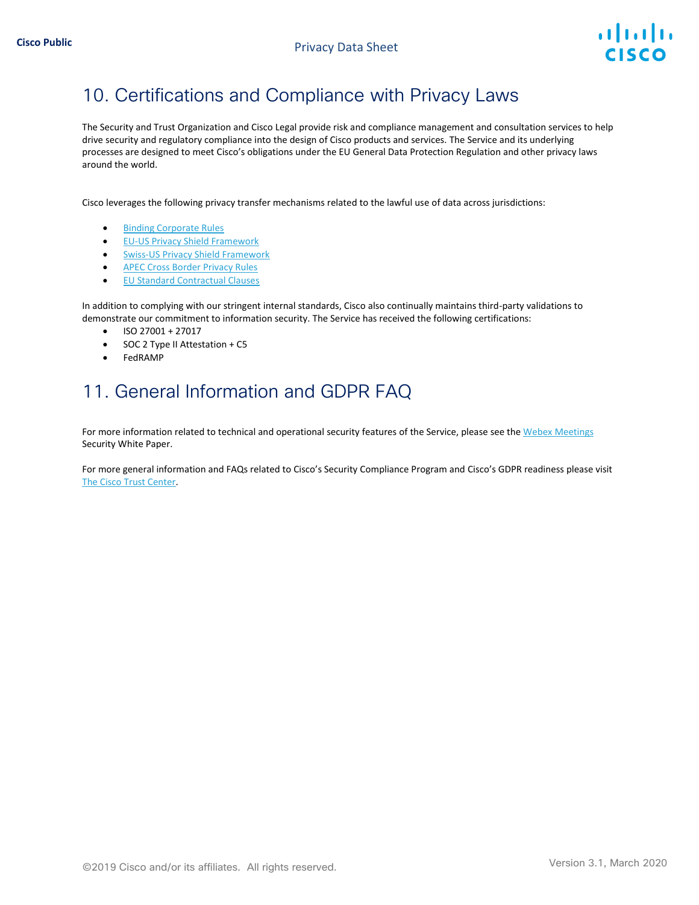## 10. Certifications and Compliance with Privacy Laws

The Security and Trust Organization and Cisco Legal provide risk and compliance management and consultation services to help drive security and regulatory compliance into the design of Cisco products and services. The Service and its underlying processes are designed to meet Cisco's obligations under the EU General Data Protection Regulation and other privacy laws around the world.

Cisco leverages the following privacy transfer mechanisms related to the lawful use of data across jurisdictions:

- Binding Corporate Rules
- EU-US Privacy Shield Framework
- Swiss-US Privacy Shield Framework
- APEC Cross Border Privacy Rules
- EU Standard Contractual Clauses

In addition to complying with our stringent internal standards, Cisco also continually maintains third-party validations to demonstrate our commitment to information security. The Service has received the following certifications:

- ISO 27001 + 27017
- SOC 2 Type II Attestation + C5
- FedRAMP

## 11. General Information and GDPR FAQ

For more information related to technical and operational security features of the Service, please see the Webex Meetings Security White Paper.

For more general information and FAQs related to Cisco's Security Compliance Program and Cisco's GDPR readiness please visit The Cisco Trust Center.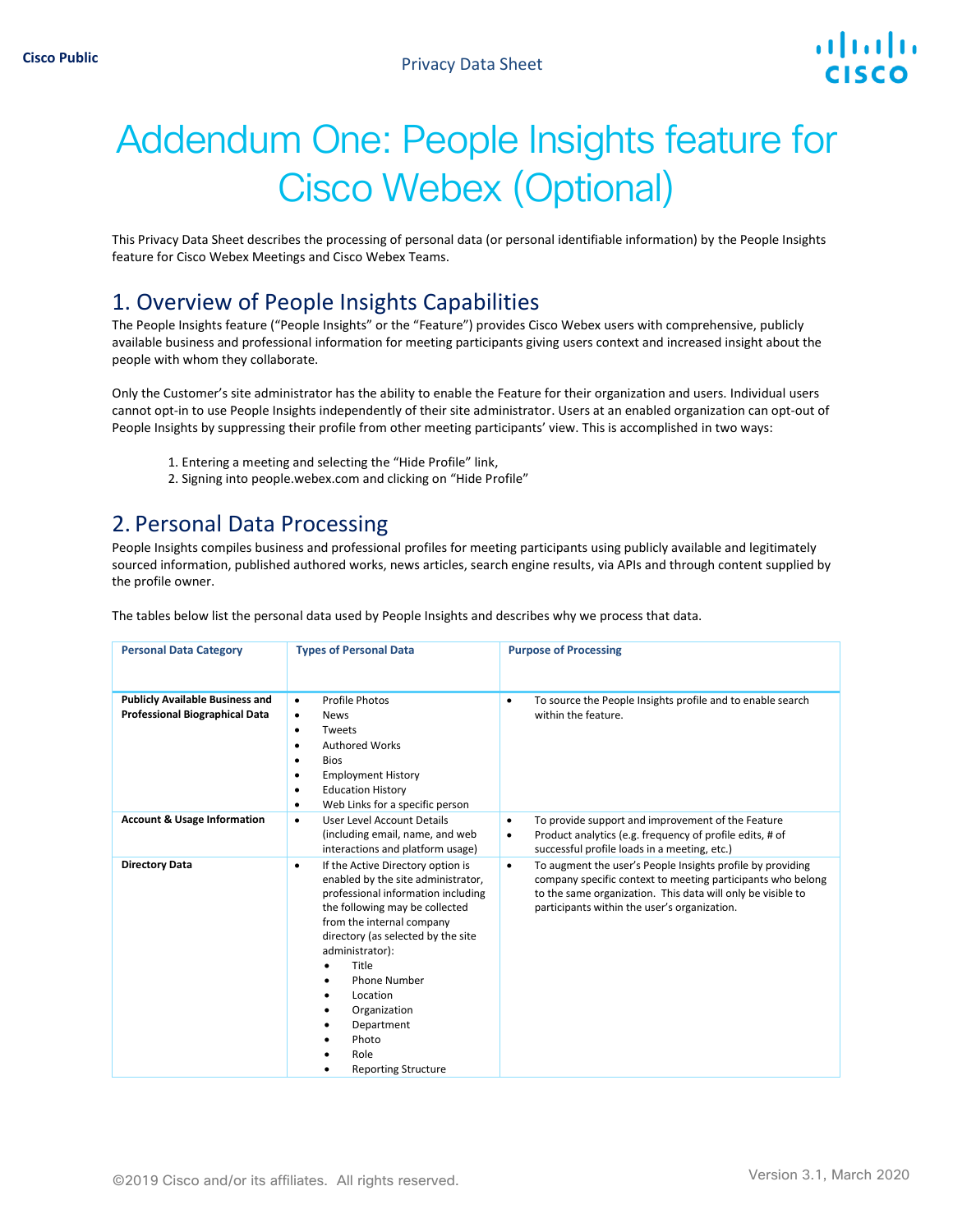# Addendum One: People Insights feature for Cisco Webex (Optional)

This Privacy Data Sheet describes the processing of personal data (or personal identifiable information) by the People Insights feature for Cisco Webex Meetings and Cisco Webex Teams.

## 1. Overview of People Insights Capabilities

The People Insights feature ("People Insights" or the "Feature") provides Cisco Webex users with comprehensive, publicly available business and professional information for meeting participants giving users context and increased insight about the people with whom they collaborate.

Only the Customer's site administrator has the ability to enable the Feature for their organization and users. Individual users cannot opt-in to use People Insights independently of their site administrator. Users at an enabled organization can opt-out of People Insights by suppressing their profile from other meeting participants' view. This is accomplished in two ways:

1. Entering a meeting and selecting the "Hide Profile" link,
2. Signing into people.webex.com and clicking on "Hide Profile"

## 2. Personal Data Processing

People Insights compiles business and professional profiles for meeting participants using publicly available and legitimately sourced information, published authored works, news articles, search engine results, via APIs and through content supplied by the profile owner.

The tables below list the personal data used by People Insights and describes why we process that data.

| Personal Data Category | Types of Personal Data | Purpose of Processing |
|---|---|---|
| **Publicly Available Business and Professional Biographical Data** | • Profile Photos<br>• News<br>• Tweets<br>• Authored Works<br>• Bios<br>• Employment History<br>• Education History<br>• Web Links for a specific person | • To source the People Insights profile and to enable search within the feature. |
| **Account & Usage Information** | • User Level Account Details (including email, name, and web interactions and platform usage) | • To provide support and improvement of the Feature<br>• Product analytics (e.g. frequency of profile edits, # of successful profile loads in a meeting, etc.) |
| **Directory Data** | • If the Active Directory option is enabled by the site administrator, professional information including the following may be collected from the internal company directory (as selected by the site administrator):<br>  • Title<br>  • Phone Number<br>  • Location<br>  • Organization<br>  • Department<br>  • Photo<br>  • Role<br>  • Reporting Structure | • To augment the user's People Insights profile by providing company specific context to meeting participants who belong to the same organization. This data will only be visible to participants within the user's organization. |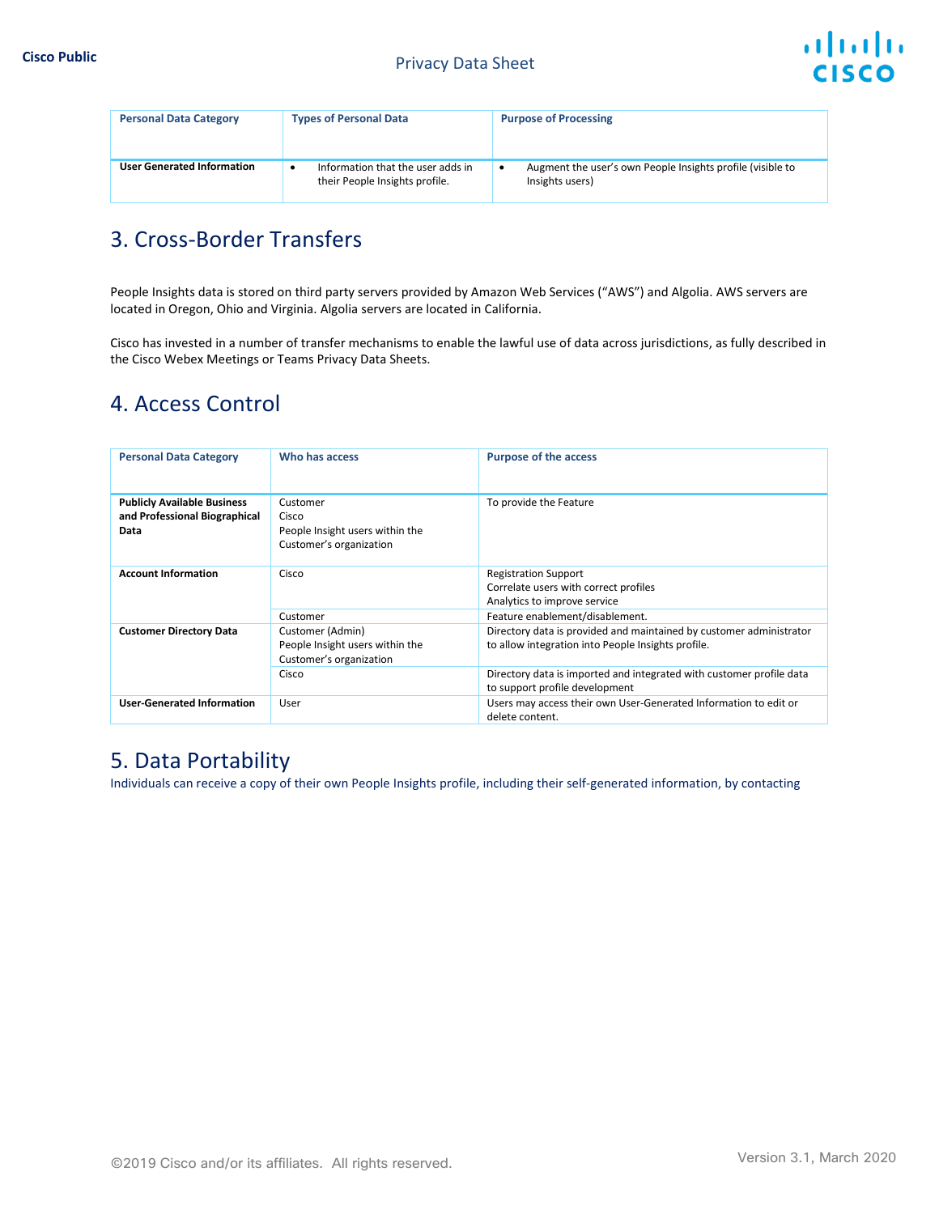| Personal Data Category | Types of Personal Data | Purpose of Processing |
| --- | --- | --- |
| **User Generated Information** | • Information that the user adds in their People Insights profile. | • Augment the user's own People Insights profile (visible to Insights users) |

## 3. Cross-Border Transfers

People Insights data is stored on third party servers provided by Amazon Web Services ("AWS") and Algolia. AWS servers are located in Oregon, Ohio and Virginia. Algolia servers are located in California.

Cisco has invested in a number of transfer mechanisms to enable the lawful use of data across jurisdictions, as fully described in the Cisco Webex Meetings or Teams Privacy Data Sheets.

## 4. Access Control

| Personal Data Category | Who has access | Purpose of the access |
| --- | --- | --- |
| **Publicly Available Business and Professional Biographical Data** | Customer<br>Cisco<br>People Insight users within the Customer's organization | To provide the Feature |
| **Account Information** | Cisco | Registration Support<br>Correlate users with correct profiles<br>Analytics to improve service |
| | Customer | Feature enablement/disablement. |
| **Customer Directory Data** | Customer (Admin)<br>People Insight users within the Customer's organization | Directory data is provided and maintained by customer administrator to allow integration into People Insights profile. |
| | Cisco | Directory data is imported and integrated with customer profile data to support profile development |
| **User-Generated Information** | User | Users may access their own User-Generated Information to edit or delete content. |

## 5. Data Portability

Individuals can receive a copy of their own People Insights profile, including their self-generated information, by contacting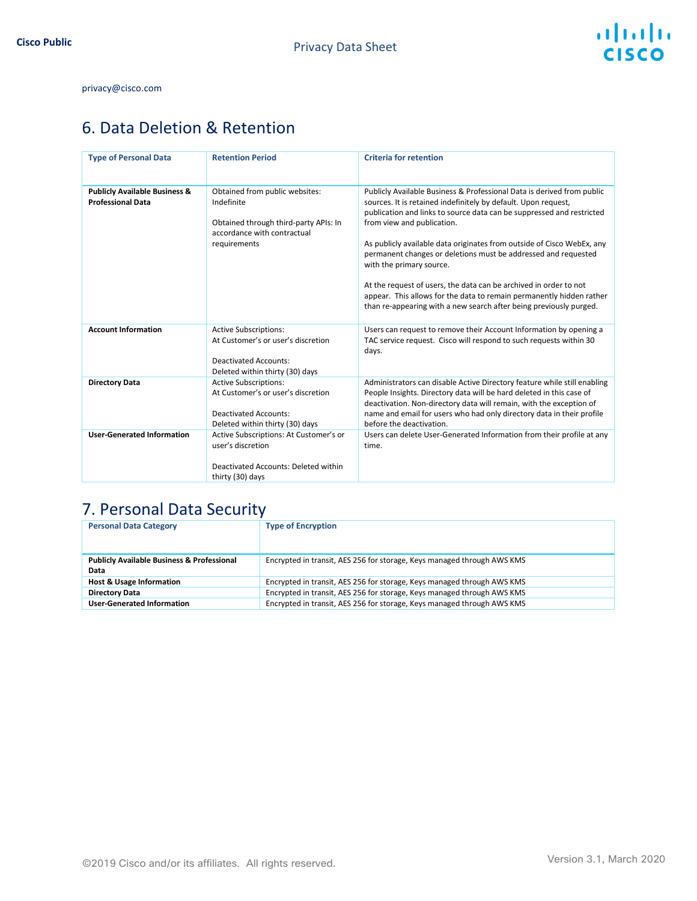privacy@cisco.com

## 6. Data Deletion & Retention

| Type of Personal Data | Retention Period | Criteria for retention |
|---|---|---|
| **Publicly Available Business & Professional Data** | Obtained from public websites: Indefinite<br><br>Obtained through third-party APIs: In accordance with contractual requirements | Publicly Available Business & Professional Data is derived from public sources. It is retained indefinitely by default. Upon request, publication and links to source data can be suppressed and restricted from view and publication.<br><br>As publicly available data originates from outside of Cisco WebEx, any permanent changes or deletions must be addressed and requested with the primary source.<br><br>At the request of users, the data can be archived in order to not appear. This allows for the data to remain permanently hidden rather than re-appearing with a new search after being previously purged. |
| **Account Information** | Active Subscriptions: At Customer's or user's discretion<br><br>Deactivated Accounts: Deleted within thirty (30) days | Users can request to remove their Account Information by opening a TAC service request. Cisco will respond to such requests within 30 days. |
| **Directory Data** | Active Subscriptions: At Customer's or user's discretion<br><br>Deactivated Accounts: Deleted within thirty (30) days | Administrators can disable Active Directory feature while still enabling People Insights. Directory data will be hard deleted in this case of deactivation. Non-directory data will remain, with the exception of name and email for users who had only directory data in their profile before the deactivation. |
| **User-Generated Information** | Active Subscriptions: At Customer's or user's discretion<br><br>Deactivated Accounts: Deleted within thirty (30) days | Users can delete User-Generated Information from their profile at any time. |

## 7. Personal Data Security

| Personal Data Category | Type of Encryption |
|---|---|
| **Publicly Available Business & Professional Data** | Encrypted in transit, AES 256 for storage, Keys managed through AWS KMS |
| **Host & Usage Information** | Encrypted in transit, AES 256 for storage, Keys managed through AWS KMS |
| **Directory Data** | Encrypted in transit, AES 256 for storage, Keys managed through AWS KMS |
| **User-Generated Information** | Encrypted in transit, AES 256 for storage, Keys managed through AWS KMS |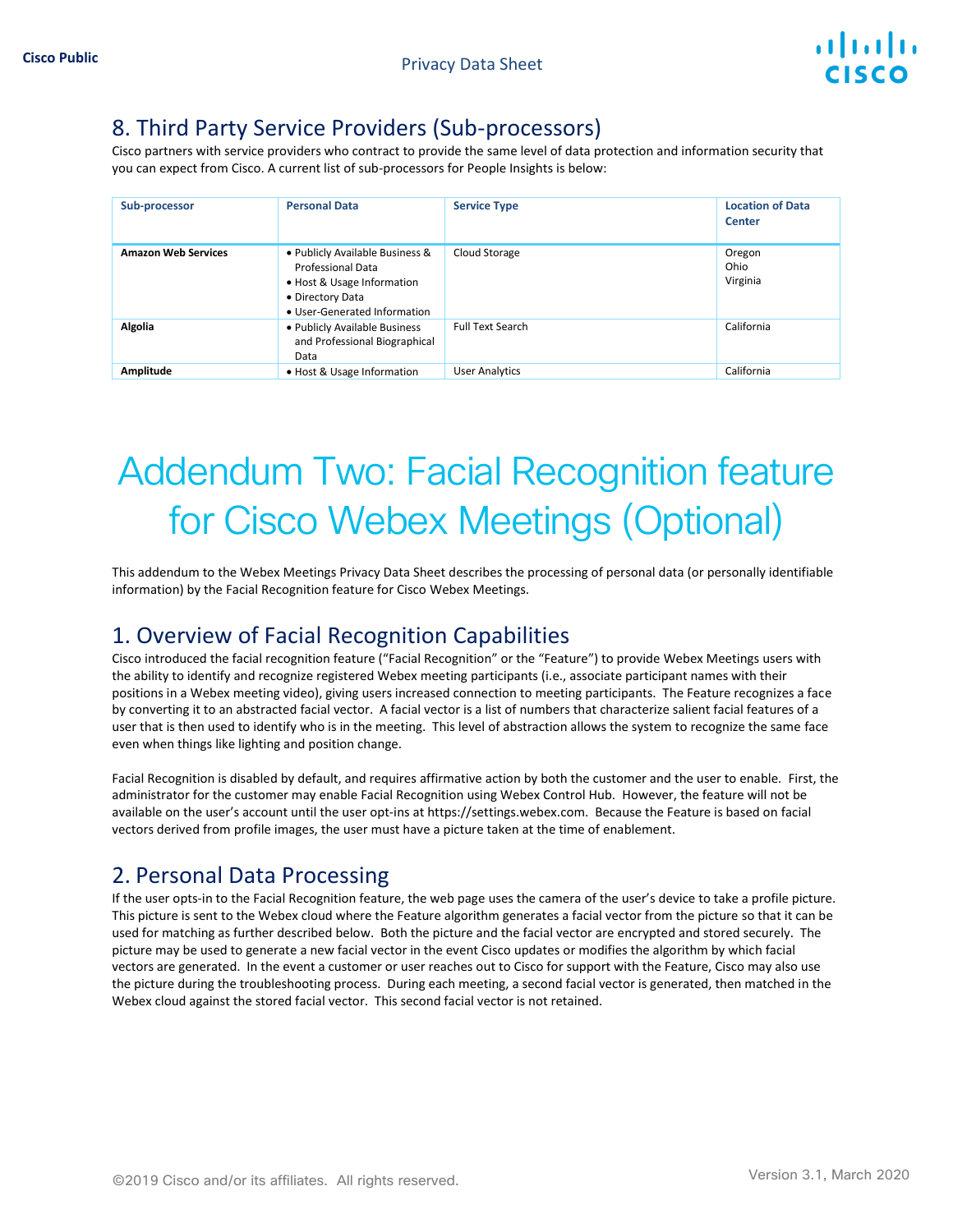## 8. Third Party Service Providers (Sub-processors)

Cisco partners with service providers who contract to provide the same level of data protection and information security that you can expect from Cisco. A current list of sub-processors for People Insights is below:

| Sub-processor | Personal Data | Service Type | Location of Data Center |
|---|---|---|---|
| **Amazon Web Services** | • Publicly Available Business & Professional Data<br>• Host & Usage Information<br>• Directory Data<br>• User-Generated Information | Cloud Storage | Oregon<br>Ohio<br>Virginia |
| **Algolia** | • Publicly Available Business and Professional Biographical Data | Full Text Search | California |
| **Amplitude** | • Host & Usage Information | User Analytics | California |

# Addendum Two: Facial Recognition feature for Cisco Webex Meetings (Optional)

This addendum to the Webex Meetings Privacy Data Sheet describes the processing of personal data (or personally identifiable information) by the Facial Recognition feature for Cisco Webex Meetings.

## 1. Overview of Facial Recognition Capabilities

Cisco introduced the facial recognition feature ("Facial Recognition" or the "Feature") to provide Webex Meetings users with the ability to identify and recognize registered Webex meeting participants (i.e., associate participant names with their positions in a Webex meeting video), giving users increased connection to meeting participants. The Feature recognizes a face by converting it to an abstracted facial vector. A facial vector is a list of numbers that characterize salient facial features of a user that is then used to identify who is in the meeting. This level of abstraction allows the system to recognize the same face even when things like lighting and position change.

Facial Recognition is disabled by default, and requires affirmative action by both the customer and the user to enable. First, the administrator for the customer may enable Facial Recognition using Webex Control Hub. However, the feature will not be available on the user's account until the user opt-ins at https://settings.webex.com. Because the Feature is based on facial vectors derived from profile images, the user must have a picture taken at the time of enablement.

## 2. Personal Data Processing

If the user opts-in to the Facial Recognition feature, the web page uses the camera of the user's device to take a profile picture. This picture is sent to the Webex cloud where the Feature algorithm generates a facial vector from the picture so that it can be used for matching as further described below. Both the picture and the facial vector are encrypted and stored securely. The picture may be used to generate a new facial vector in the event Cisco updates or modifies the algorithm by which facial vectors are generated. In the event a customer or user reaches out to Cisco for support with the Feature, Cisco may also use the picture during the troubleshooting process. During each meeting, a second facial vector is generated, then matched in the Webex cloud against the stored facial vector. This second facial vector is not retained.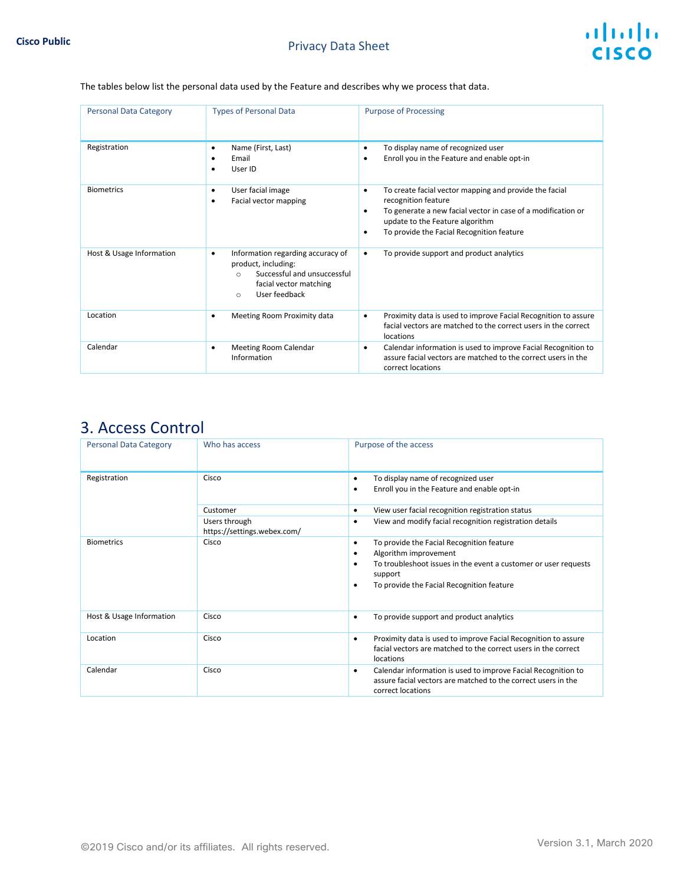The tables below list the personal data used by the Feature and describes why we process that data.

| Personal Data Category | Types of Personal Data | Purpose of Processing |
|---|---|---|
| Registration | • Name (First, Last)<br>• Email<br>• User ID | • To display name of recognized user<br>• Enroll you in the Feature and enable opt-in |
| Biometrics | • User facial image<br>• Facial vector mapping | • To create facial vector mapping and provide the facial recognition feature<br>• To generate a new facial vector in case of a modification or update to the Feature algorithm<br>• To provide the Facial Recognition feature |
| Host & Usage Information | • Information regarding accuracy of product, including:<br>  ○ Successful and unsuccessful facial vector matching<br>  ○ User feedback | • To provide support and product analytics |
| Location | • Meeting Room Proximity data | • Proximity data is used to improve Facial Recognition to assure facial vectors are matched to the correct users in the correct locations |
| Calendar | • Meeting Room Calendar Information | • Calendar information is used to improve Facial Recognition to assure facial vectors are matched to the correct users in the correct locations |

## 3. Access Control

| Personal Data Category | Who has access | Purpose of the access |
|---|---|---|
| Registration | Cisco | • To display name of recognized user<br>• Enroll you in the Feature and enable opt-in |
| | Customer | • View user facial recognition registration status |
| | Users through https://settings.webex.com/ | • View and modify facial recognition registration details |
| Biometrics | Cisco | • To provide the Facial Recognition feature<br>• Algorithm improvement<br>• To troubleshoot issues in the event a customer or user requests support<br>• To provide the Facial Recognition feature |
| Host & Usage Information | Cisco | • To provide support and product analytics |
| Location | Cisco | • Proximity data is used to improve Facial Recognition to assure facial vectors are matched to the correct users in the correct locations |
| Calendar | Cisco | • Calendar information is used to improve Facial Recognition to assure facial vectors are matched to the correct users in the correct locations |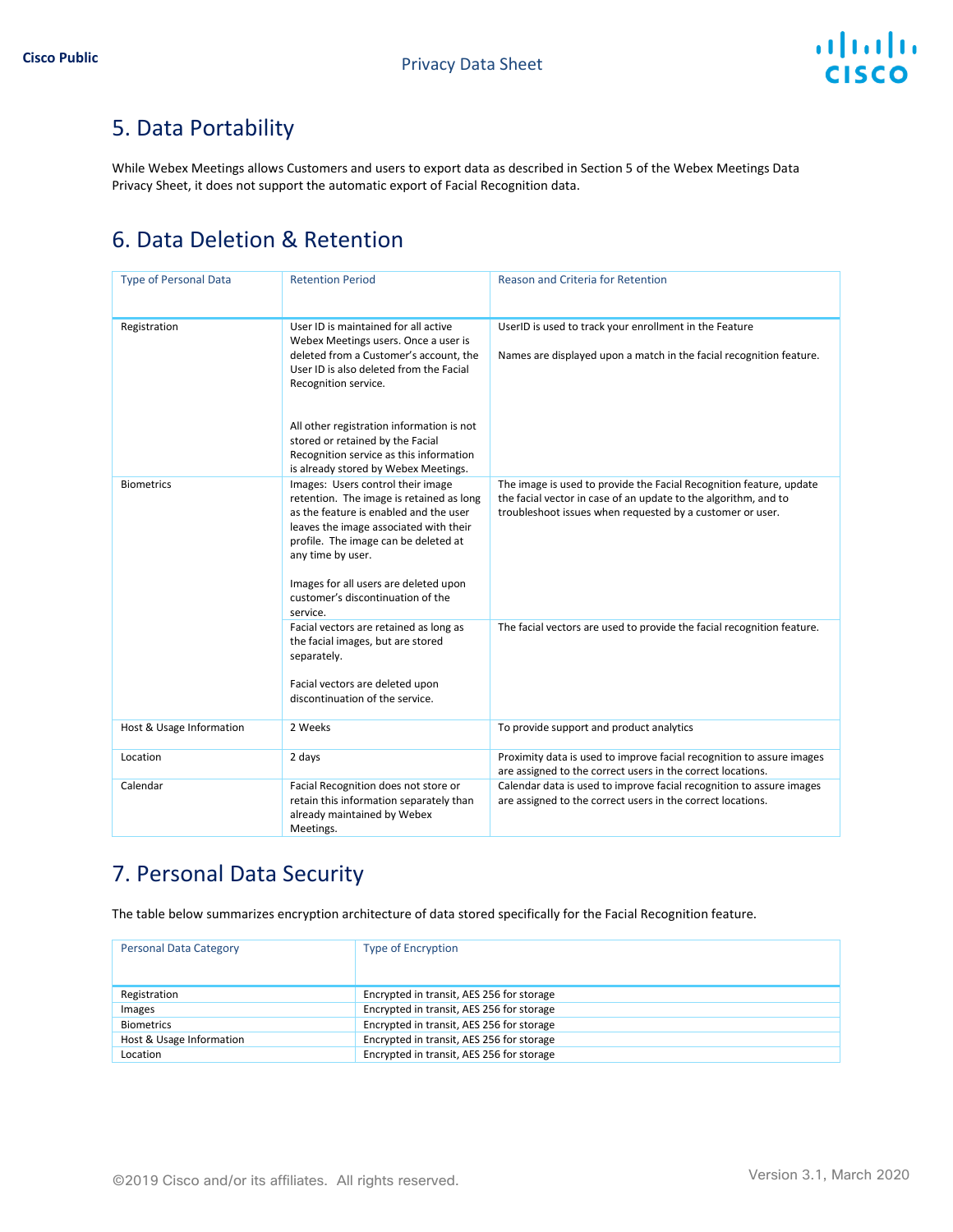## 5. Data Portability

While Webex Meetings allows Customers and users to export data as described in Section 5 of the Webex Meetings Data Privacy Sheet, it does not support the automatic export of Facial Recognition data.

## 6. Data Deletion & Retention

| Type of Personal Data | Retention Period | Reason and Criteria for Retention |
|---|---|---|
| Registration | User ID is maintained for all active Webex Meetings users. Once a user is deleted from a Customer's account, the User ID is also deleted from the Facial Recognition service.<br><br>All other registration information is not stored or retained by the Facial Recognition service as this information is already stored by Webex Meetings. | UserID is used to track your enrollment in the Feature<br><br>Names are displayed upon a match in the facial recognition feature. |
| Biometrics | Images: Users control their image retention. The image is retained as long as the feature is enabled and the user leaves the image associated with their profile. The image can be deleted at any time by user.<br><br>Images for all users are deleted upon customer's discontinuation of the service. | The image is used to provide the Facial Recognition feature, update the facial vector in case of an update to the algorithm, and to troubleshoot issues when requested by a customer or user. |
| | Facial vectors are retained as long as the facial images, but are stored separately.<br><br>Facial vectors are deleted upon discontinuation of the service. | The facial vectors are used to provide the facial recognition feature. |
| Host & Usage Information | 2 Weeks | To provide support and product analytics |
| Location | 2 days | Proximity data is used to improve facial recognition to assure images are assigned to the correct users in the correct locations. |
| Calendar | Facial Recognition does not store or retain this information separately than already maintained by Webex Meetings. | Calendar data is used to improve facial recognition to assure images are assigned to the correct users in the correct locations. |

## 7. Personal Data Security

The table below summarizes encryption architecture of data stored specifically for the Facial Recognition feature.

| Personal Data Category | Type of Encryption |
|---|---|
| Registration | Encrypted in transit, AES 256 for storage |
| Images | Encrypted in transit, AES 256 for storage |
| Biometrics | Encrypted in transit, AES 256 for storage |
| Host & Usage Information | Encrypted in transit, AES 256 for storage |
| Location | Encrypted in transit, AES 256 for storage |